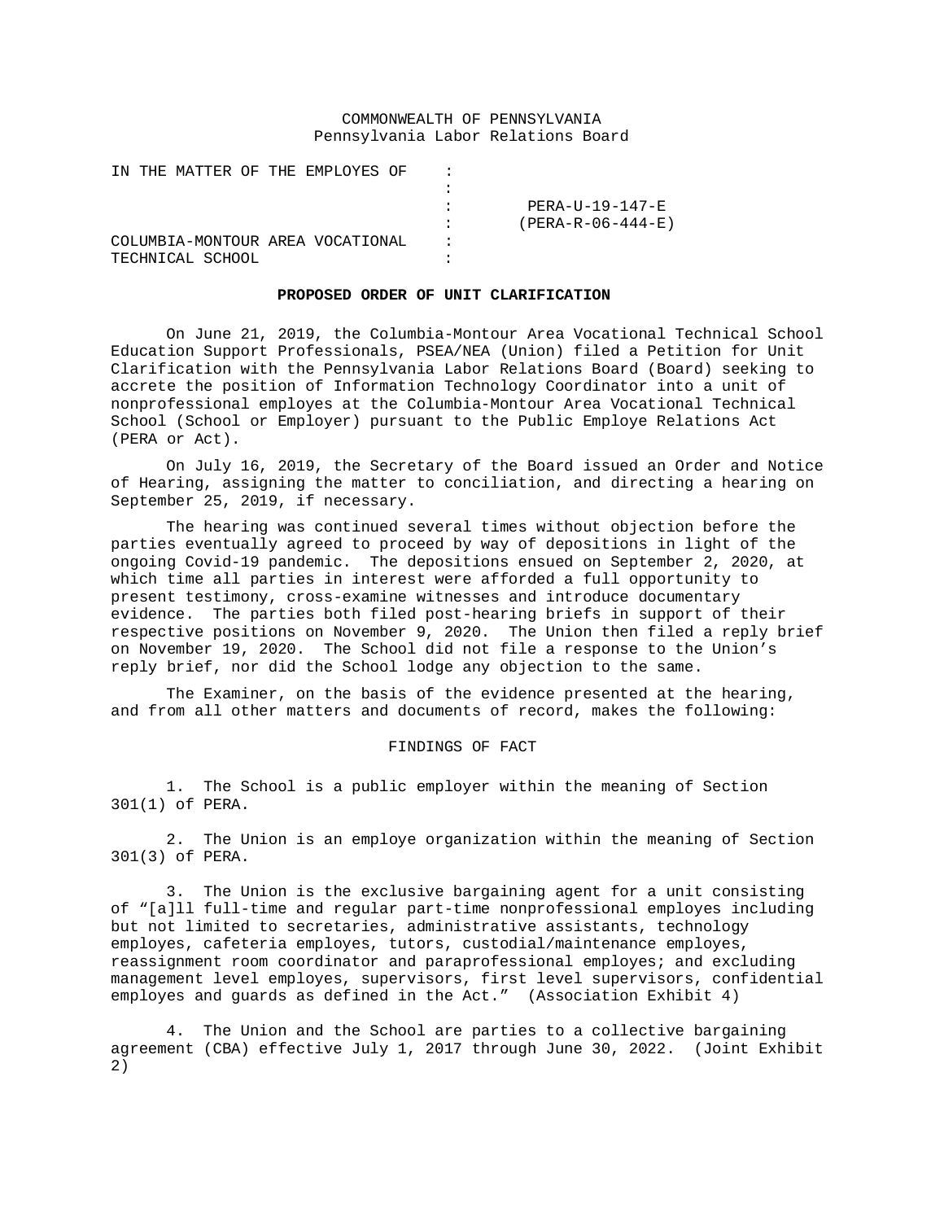COMMONWEALTH OF PENNSYLVANIA
Pennsylvania Labor Relations Board

| | | |
|---|---|---|
| IN THE MATTER OF THE EMPLOYES OF | : | |
| | : | |
| | : | PERA-U-19-147-E |
| | : | (PERA-R-06-444-E) |
| COLUMBIA-MONTOUR AREA VOCATIONAL | : | |
| TECHNICAL SCHOOL | : | |

**PROPOSED ORDER OF UNIT CLARIFICATION**

On June 21, 2019, the Columbia-Montour Area Vocational Technical School Education Support Professionals, PSEA/NEA (Union) filed a Petition for Unit Clarification with the Pennsylvania Labor Relations Board (Board) seeking to accrete the position of Information Technology Coordinator into a unit of nonprofessional employes at the Columbia-Montour Area Vocational Technical School (School or Employer) pursuant to the Public Employe Relations Act (PERA or Act).

On July 16, 2019, the Secretary of the Board issued an Order and Notice of Hearing, assigning the matter to conciliation, and directing a hearing on September 25, 2019, if necessary.

The hearing was continued several times without objection before the parties eventually agreed to proceed by way of depositions in light of the ongoing Covid-19 pandemic. The depositions ensued on September 2, 2020, at which time all parties in interest were afforded a full opportunity to present testimony, cross-examine witnesses and introduce documentary evidence. The parties both filed post-hearing briefs in support of their respective positions on November 9, 2020. The Union then filed a reply brief on November 19, 2020. The School did not file a response to the Union's reply brief, nor did the School lodge any objection to the same.

The Examiner, on the basis of the evidence presented at the hearing, and from all other matters and documents of record, makes the following:

FINDINGS OF FACT

1. The School is a public employer within the meaning of Section 301(1) of PERA.

2. The Union is an employe organization within the meaning of Section 301(3) of PERA.

3. The Union is the exclusive bargaining agent for a unit consisting of "[a]ll full-time and regular part-time nonprofessional employes including but not limited to secretaries, administrative assistants, technology employes, cafeteria employes, tutors, custodial/maintenance employes, reassignment room coordinator and paraprofessional employes; and excluding management level employes, supervisors, first level supervisors, confidential employes and guards as defined in the Act." (Association Exhibit 4)

4. The Union and the School are parties to a collective bargaining agreement (CBA) effective July 1, 2017 through June 30, 2022. (Joint Exhibit 2)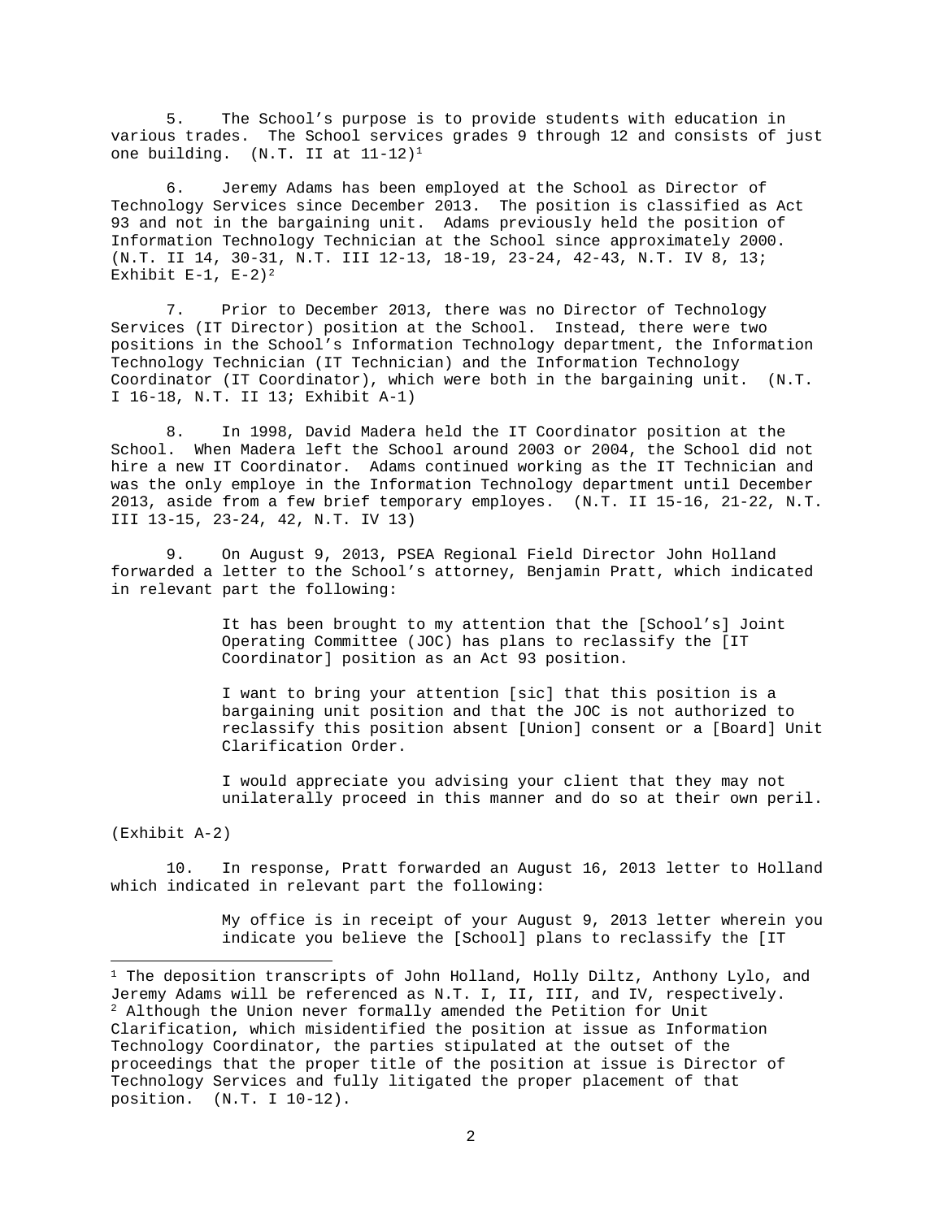5. The School's purpose is to provide students with education in various trades. The School services grades 9 through 12 and consists of just one building. (N.T. II at 11-12)[1]

6. Jeremy Adams has been employed at the School as Director of Technology Services since December 2013. The position is classified as Act 93 and not in the bargaining unit. Adams previously held the position of Information Technology Technician at the School since approximately 2000. (N.T. II 14, 30-31, N.T. III 12-13, 18-19, 23-24, 42-43, N.T. IV 8, 13; Exhibit E-1, E-2)[2]

7. Prior to December 2013, there was no Director of Technology Services (IT Director) position at the School. Instead, there were two positions in the School's Information Technology department, the Information Technology Technician (IT Technician) and the Information Technology Coordinator (IT Coordinator), which were both in the bargaining unit. (N.T. I 16-18, N.T. II 13; Exhibit A-1)

8. In 1998, David Madera held the IT Coordinator position at the School. When Madera left the School around 2003 or 2004, the School did not hire a new IT Coordinator. Adams continued working as the IT Technician and was the only employe in the Information Technology department until December 2013, aside from a few brief temporary employes. (N.T. II 15-16, 21-22, N.T. III 13-15, 23-24, 42, N.T. IV 13)

9. On August 9, 2013, PSEA Regional Field Director John Holland forwarded a letter to the School's attorney, Benjamin Pratt, which indicated in relevant part the following:

> It has been brought to my attention that the [School's] Joint Operating Committee (JOC) has plans to reclassify the [IT Coordinator] position as an Act 93 position.
>
> I want to bring your attention [sic] that this position is a bargaining unit position and that the JOC is not authorized to reclassify this position absent [Union] consent or a [Board] Unit Clarification Order.
>
> I would appreciate you advising your client that they may not unilaterally proceed in this manner and do so at their own peril.

(Exhibit A-2)

10. In response, Pratt forwarded an August 16, 2013 letter to Holland which indicated in relevant part the following:

> My office is in receipt of your August 9, 2013 letter wherein you indicate you believe the [School] plans to reclassify the [IT

---

[1] The deposition transcripts of John Holland, Holly Diltz, Anthony Lylo, and Jeremy Adams will be referenced as N.T. I, II, III, and IV, respectively.

[2] Although the Union never formally amended the Petition for Unit Clarification, which misidentified the position at issue as Information Technology Coordinator, the parties stipulated at the outset of the proceedings that the proper title of the position at issue is Director of Technology Services and fully litigated the proper placement of that position. (N.T. I 10-12).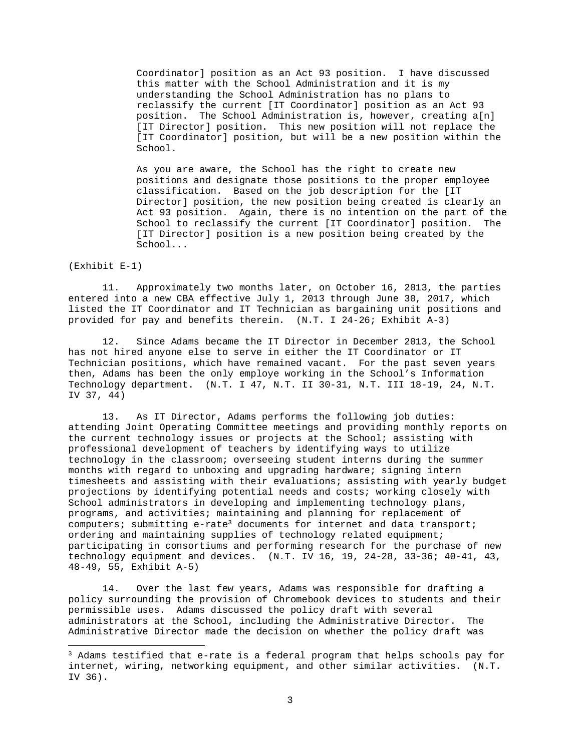> Coordinator] position as an Act 93 position. I have discussed this matter with the School Administration and it is my understanding the School Administration has no plans to reclassify the current [IT Coordinator] position as an Act 93 position. The School Administration is, however, creating a[n] [IT Director] position. This new position will not replace the [IT Coordinator] position, but will be a new position within the School.
>
> As you are aware, the School has the right to create new positions and designate those positions to the proper employee classification. Based on the job description for the [IT Director] position, the new position being created is clearly an Act 93 position. Again, there is no intention on the part of the School to reclassify the current [IT Coordinator] position. The [IT Director] position is a new position being created by the School...

(Exhibit E-1)

11. Approximately two months later, on October 16, 2013, the parties entered into a new CBA effective July 1, 2013 through June 30, 2017, which listed the IT Coordinator and IT Technician as bargaining unit positions and provided for pay and benefits therein. (N.T. I 24-26; Exhibit A-3)

12. Since Adams became the IT Director in December 2013, the School has not hired anyone else to serve in either the IT Coordinator or IT Technician positions, which have remained vacant. For the past seven years then, Adams has been the only employe working in the School's Information Technology department. (N.T. I 47, N.T. II 30-31, N.T. III 18-19, 24, N.T. IV 37, 44)

13. As IT Director, Adams performs the following job duties: attending Joint Operating Committee meetings and providing monthly reports on the current technology issues or projects at the School; assisting with professional development of teachers by identifying ways to utilize technology in the classroom; overseeing student interns during the summer months with regard to unboxing and upgrading hardware; signing intern timesheets and assisting with their evaluations; assisting with yearly budget projections by identifying potential needs and costs; working closely with School administrators in developing and implementing technology plans, programs, and activities; maintaining and planning for replacement of computers; submitting e-rate[3] documents for internet and data transport; ordering and maintaining supplies of technology related equipment; participating in consortiums and performing research for the purchase of new technology equipment and devices. (N.T. IV 16, 19, 24-28, 33-36; 40-41, 43, 48-49, 55, Exhibit A-5)

14. Over the last few years, Adams was responsible for drafting a policy surrounding the provision of Chromebook devices to students and their permissible uses. Adams discussed the policy draft with several administrators at the School, including the Administrative Director. The Administrative Director made the decision on whether the policy draft was

[3] Adams testified that e-rate is a federal program that helps schools pay for internet, wiring, networking equipment, and other similar activities. (N.T. IV 36).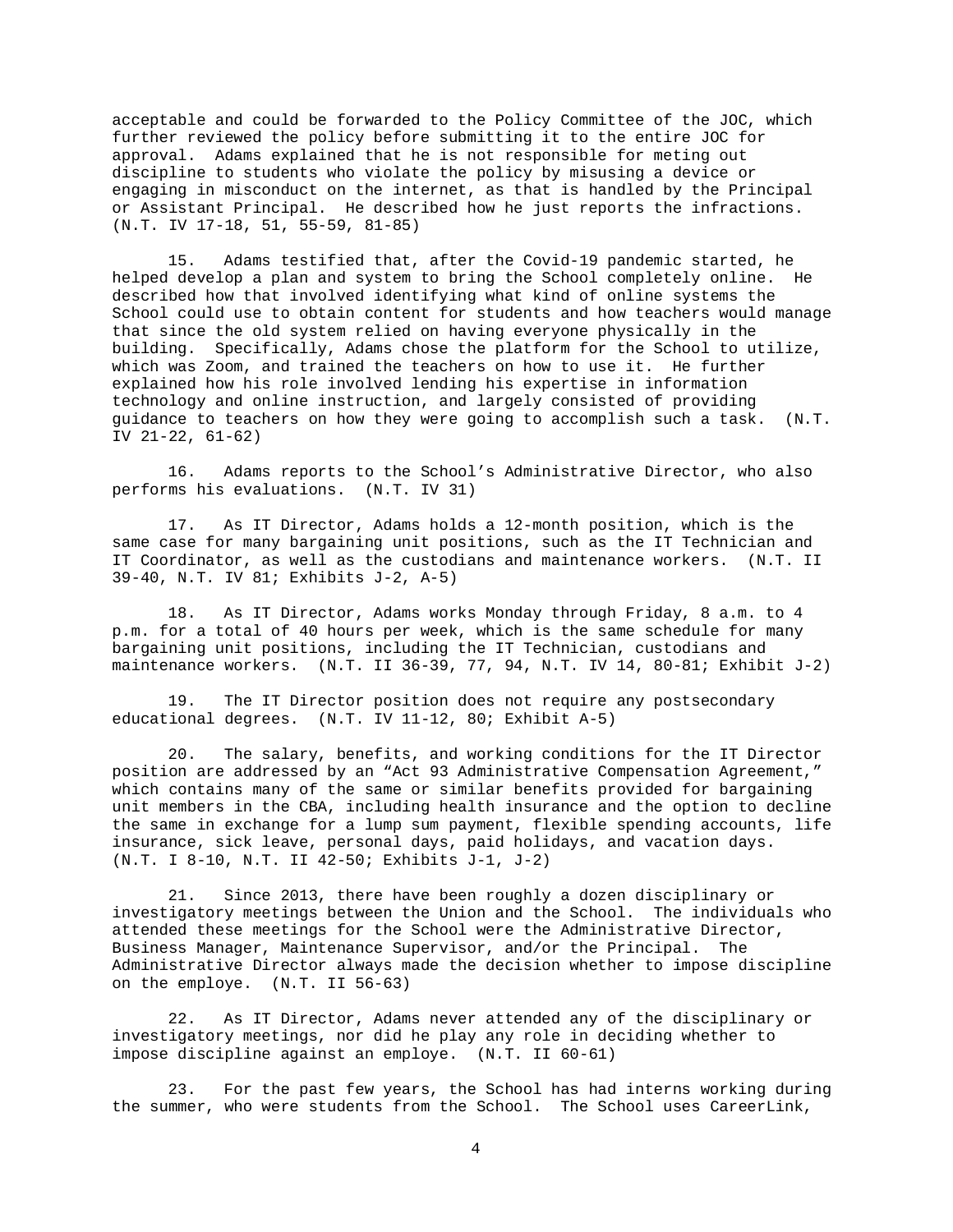acceptable and could be forwarded to the Policy Committee of the JOC, which further reviewed the policy before submitting it to the entire JOC for approval. Adams explained that he is not responsible for meting out discipline to students who violate the policy by misusing a device or engaging in misconduct on the internet, as that is handled by the Principal or Assistant Principal. He described how he just reports the infractions. (N.T. IV 17-18, 51, 55-59, 81-85)

15. Adams testified that, after the Covid-19 pandemic started, he helped develop a plan and system to bring the School completely online. He described how that involved identifying what kind of online systems the School could use to obtain content for students and how teachers would manage that since the old system relied on having everyone physically in the building. Specifically, Adams chose the platform for the School to utilize, which was Zoom, and trained the teachers on how to use it. He further explained how his role involved lending his expertise in information technology and online instruction, and largely consisted of providing guidance to teachers on how they were going to accomplish such a task. (N.T. IV 21-22, 61-62)

16. Adams reports to the School's Administrative Director, who also performs his evaluations. (N.T. IV 31)

17. As IT Director, Adams holds a 12-month position, which is the same case for many bargaining unit positions, such as the IT Technician and IT Coordinator, as well as the custodians and maintenance workers. (N.T. II 39-40, N.T. IV 81; Exhibits J-2, A-5)

18. As IT Director, Adams works Monday through Friday, 8 a.m. to 4 p.m. for a total of 40 hours per week, which is the same schedule for many bargaining unit positions, including the IT Technician, custodians and maintenance workers. (N.T. II 36-39, 77, 94, N.T. IV 14, 80-81; Exhibit J-2)

19. The IT Director position does not require any postsecondary educational degrees. (N.T. IV 11-12, 80; Exhibit A-5)

20. The salary, benefits, and working conditions for the IT Director position are addressed by an "Act 93 Administrative Compensation Agreement," which contains many of the same or similar benefits provided for bargaining unit members in the CBA, including health insurance and the option to decline the same in exchange for a lump sum payment, flexible spending accounts, life insurance, sick leave, personal days, paid holidays, and vacation days. (N.T. I 8-10, N.T. II 42-50; Exhibits J-1, J-2)

21. Since 2013, there have been roughly a dozen disciplinary or investigatory meetings between the Union and the School. The individuals who attended these meetings for the School were the Administrative Director, Business Manager, Maintenance Supervisor, and/or the Principal. The Administrative Director always made the decision whether to impose discipline on the employe. (N.T. II 56-63)

22. As IT Director, Adams never attended any of the disciplinary or investigatory meetings, nor did he play any role in deciding whether to impose discipline against an employe. (N.T. II 60-61)

23. For the past few years, the School has had interns working during the summer, who were students from the School. The School uses CareerLink,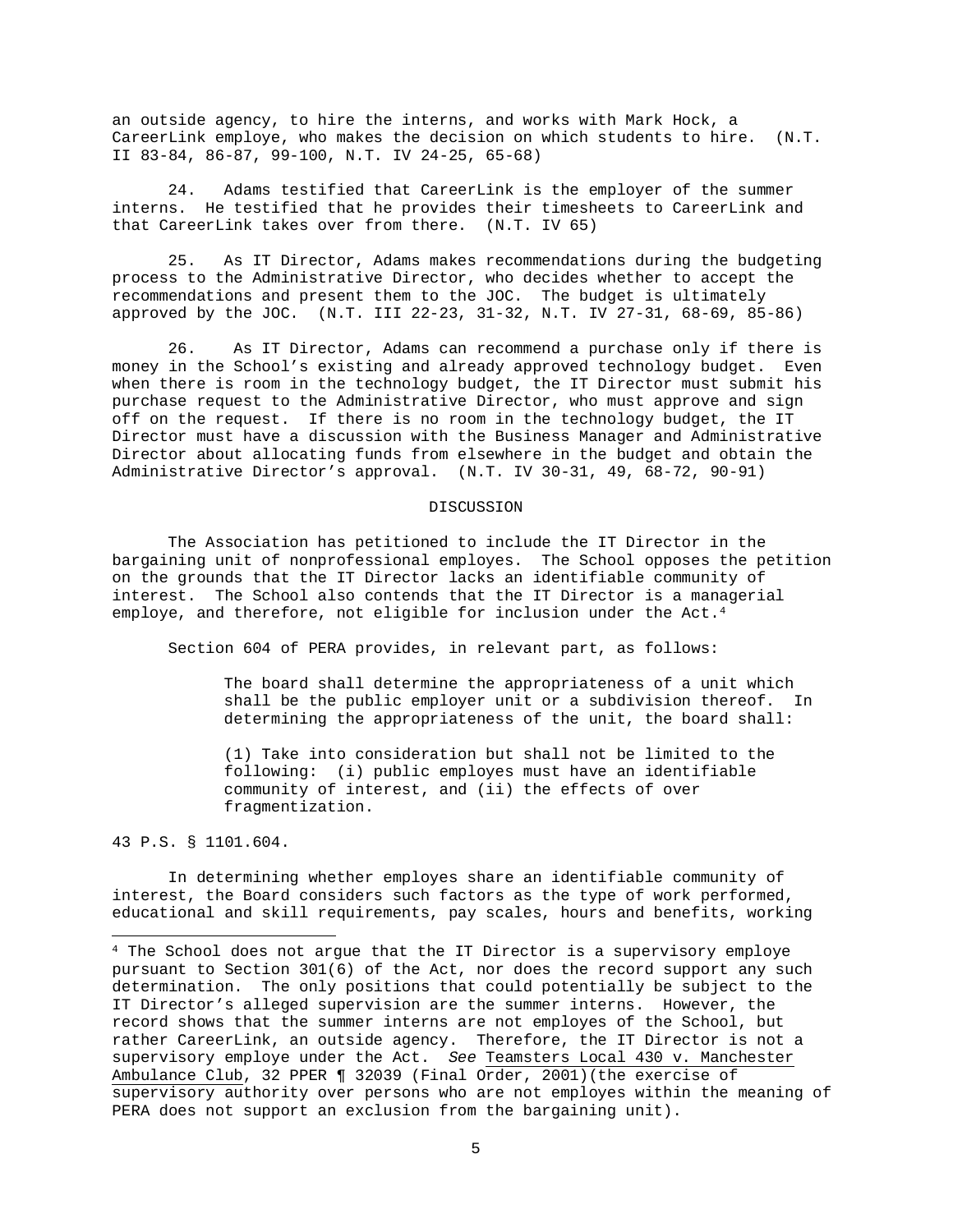an outside agency, to hire the interns, and works with Mark Hock, a CareerLink employe, who makes the decision on which students to hire. (N.T. II 83-84, 86-87, 99-100, N.T. IV 24-25, 65-68)

24. Adams testified that CareerLink is the employer of the summer interns. He testified that he provides their timesheets to CareerLink and that CareerLink takes over from there. (N.T. IV 65)

25. As IT Director, Adams makes recommendations during the budgeting process to the Administrative Director, who decides whether to accept the recommendations and present them to the JOC. The budget is ultimately approved by the JOC. (N.T. III 22-23, 31-32, N.T. IV 27-31, 68-69, 85-86)

26. As IT Director, Adams can recommend a purchase only if there is money in the School's existing and already approved technology budget. Even when there is room in the technology budget, the IT Director must submit his purchase request to the Administrative Director, who must approve and sign off on the request. If there is no room in the technology budget, the IT Director must have a discussion with the Business Manager and Administrative Director about allocating funds from elsewhere in the budget and obtain the Administrative Director's approval. (N.T. IV 30-31, 49, 68-72, 90-91)

## DISCUSSION

The Association has petitioned to include the IT Director in the bargaining unit of nonprofessional employes. The School opposes the petition on the grounds that the IT Director lacks an identifiable community of interest. The School also contends that the IT Director is a managerial employe, and therefore, not eligible for inclusion under the Act.[4]

Section 604 of PERA provides, in relevant part, as follows:

> The board shall determine the appropriateness of a unit which shall be the public employer unit or a subdivision thereof. In determining the appropriateness of the unit, the board shall:
>
> (1) Take into consideration but shall not be limited to the following: (i) public employes must have an identifiable community of interest, and (ii) the effects of over fragmentization.

43 P.S. § 1101.604.

In determining whether employes share an identifiable community of interest, the Board considers such factors as the type of work performed, educational and skill requirements, pay scales, hours and benefits, working

---

[4] The School does not argue that the IT Director is a supervisory employe pursuant to Section 301(6) of the Act, nor does the record support any such determination. The only positions that could potentially be subject to the IT Director's alleged supervision are the summer interns. However, the record shows that the summer interns are not employes of the School, but rather CareerLink, an outside agency. Therefore, the IT Director is not a supervisory employe under the Act. *See* Teamsters Local 430 v. Manchester Ambulance Club, 32 PPER ¶ 32039 (Final Order, 2001)(the exercise of supervisory authority over persons who are not employes within the meaning of PERA does not support an exclusion from the bargaining unit).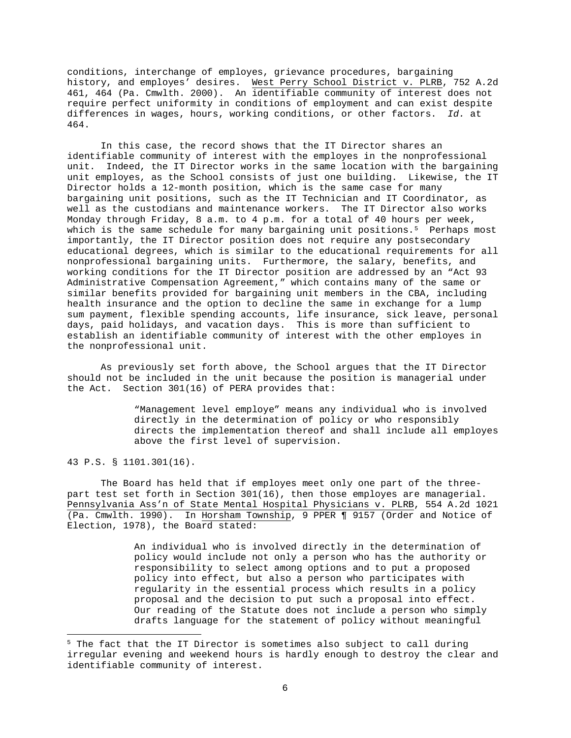conditions, interchange of employes, grievance procedures, bargaining history, and employes' desires. West Perry School District v. PLRB, 752 A.2d 461, 464 (Pa. Cmwlth. 2000). An identifiable community of interest does not require perfect uniformity in conditions of employment and can exist despite differences in wages, hours, working conditions, or other factors. *Id.* at 464.

In this case, the record shows that the IT Director shares an identifiable community of interest with the employes in the nonprofessional unit. Indeed, the IT Director works in the same location with the bargaining unit employes, as the School consists of just one building. Likewise, the IT Director holds a 12-month position, which is the same case for many bargaining unit positions, such as the IT Technician and IT Coordinator, as well as the custodians and maintenance workers. The IT Director also works Monday through Friday, 8 a.m. to 4 p.m. for a total of 40 hours per week, which is the same schedule for many bargaining unit positions.[5] Perhaps most importantly, the IT Director position does not require any postsecondary educational degrees, which is similar to the educational requirements for all nonprofessional bargaining units. Furthermore, the salary, benefits, and working conditions for the IT Director position are addressed by an "Act 93 Administrative Compensation Agreement," which contains many of the same or similar benefits provided for bargaining unit members in the CBA, including health insurance and the option to decline the same in exchange for a lump sum payment, flexible spending accounts, life insurance, sick leave, personal days, paid holidays, and vacation days. This is more than sufficient to establish an identifiable community of interest with the other employes in the nonprofessional unit.

As previously set forth above, the School argues that the IT Director should not be included in the unit because the position is managerial under the Act. Section 301(16) of PERA provides that:

> "Management level employe" means any individual who is involved directly in the determination of policy or who responsibly directs the implementation thereof and shall include all employes above the first level of supervision.

43 P.S. § 1101.301(16).

The Board has held that if employes meet only one part of the three-part test set forth in Section 301(16), then those employes are managerial. Pennsylvania Ass'n of State Mental Hospital Physicians v. PLRB, 554 A.2d 1021 (Pa. Cmwlth. 1990). In Horsham Township, 9 PPER ¶ 9157 (Order and Notice of Election, 1978), the Board stated:

> An individual who is involved directly in the determination of policy would include not only a person who has the authority or responsibility to select among options and to put a proposed policy into effect, but also a person who participates with regularity in the essential process which results in a policy proposal and the decision to put such a proposal into effect. Our reading of the Statute does not include a person who simply drafts language for the statement of policy without meaningful

---

[5] The fact that the IT Director is sometimes also subject to call during irregular evening and weekend hours is hardly enough to destroy the clear and identifiable community of interest.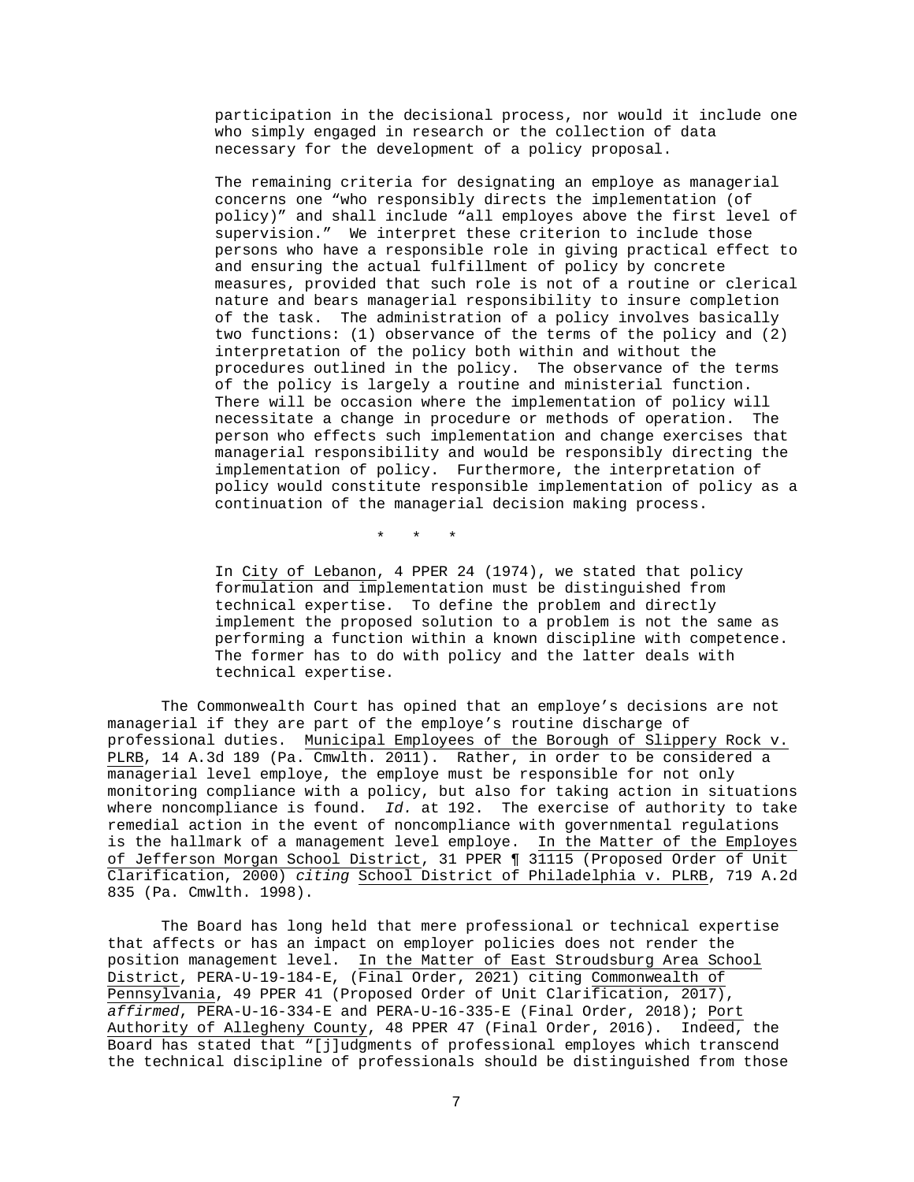> participation in the decisional process, nor would it include one who simply engaged in research or the collection of data necessary for the development of a policy proposal.
>
> The remaining criteria for designating an employe as managerial concerns one "who responsibly directs the implementation (of policy)" and shall include "all employes above the first level of supervision." We interpret these criterion to include those persons who have a responsible role in giving practical effect to and ensuring the actual fulfillment of policy by concrete measures, provided that such role is not of a routine or clerical nature and bears managerial responsibility to insure completion of the task. The administration of a policy involves basically two functions: (1) observance of the terms of the policy and (2) interpretation of the policy both within and without the procedures outlined in the policy. The observance of the terms of the policy is largely a routine and ministerial function. There will be occasion where the implementation of policy will necessitate a change in procedure or methods of operation. The person who effects such implementation and change exercises that managerial responsibility and would be responsibly directing the implementation of policy. Furthermore, the interpretation of policy would constitute responsible implementation of policy as a continuation of the managerial decision making process.
>
> \* \* \*
>
> In City of Lebanon, 4 PPER 24 (1974), we stated that policy formulation and implementation must be distinguished from technical expertise. To define the problem and directly implement the proposed solution to a problem is not the same as performing a function within a known discipline with competence. The former has to do with policy and the latter deals with technical expertise.

The Commonwealth Court has opined that an employe's decisions are not managerial if they are part of the employe's routine discharge of professional duties. Municipal Employees of the Borough of Slippery Rock v. PLRB, 14 A.3d 189 (Pa. Cmwlth. 2011). Rather, in order to be considered a managerial level employe, the employe must be responsible for not only monitoring compliance with a policy, but also for taking action in situations where noncompliance is found. *Id.* at 192. The exercise of authority to take remedial action in the event of noncompliance with governmental regulations is the hallmark of a management level employe. In the Matter of the Employes of Jefferson Morgan School District, 31 PPER ¶ 31115 (Proposed Order of Unit Clarification, 2000) *citing* School District of Philadelphia v. PLRB, 719 A.2d 835 (Pa. Cmwlth. 1998).

The Board has long held that mere professional or technical expertise that affects or has an impact on employer policies does not render the position management level. In the Matter of East Stroudsburg Area School District, PERA-U-19-184-E, (Final Order, 2021) citing Commonwealth of Pennsylvania, 49 PPER 41 (Proposed Order of Unit Clarification, 2017), *affirmed*, PERA-U-16-334-E and PERA-U-16-335-E (Final Order, 2018); Port Authority of Allegheny County, 48 PPER 47 (Final Order, 2016). Indeed, the Board has stated that "[j]udgments of professional employes which transcend the technical discipline of professionals should be distinguished from those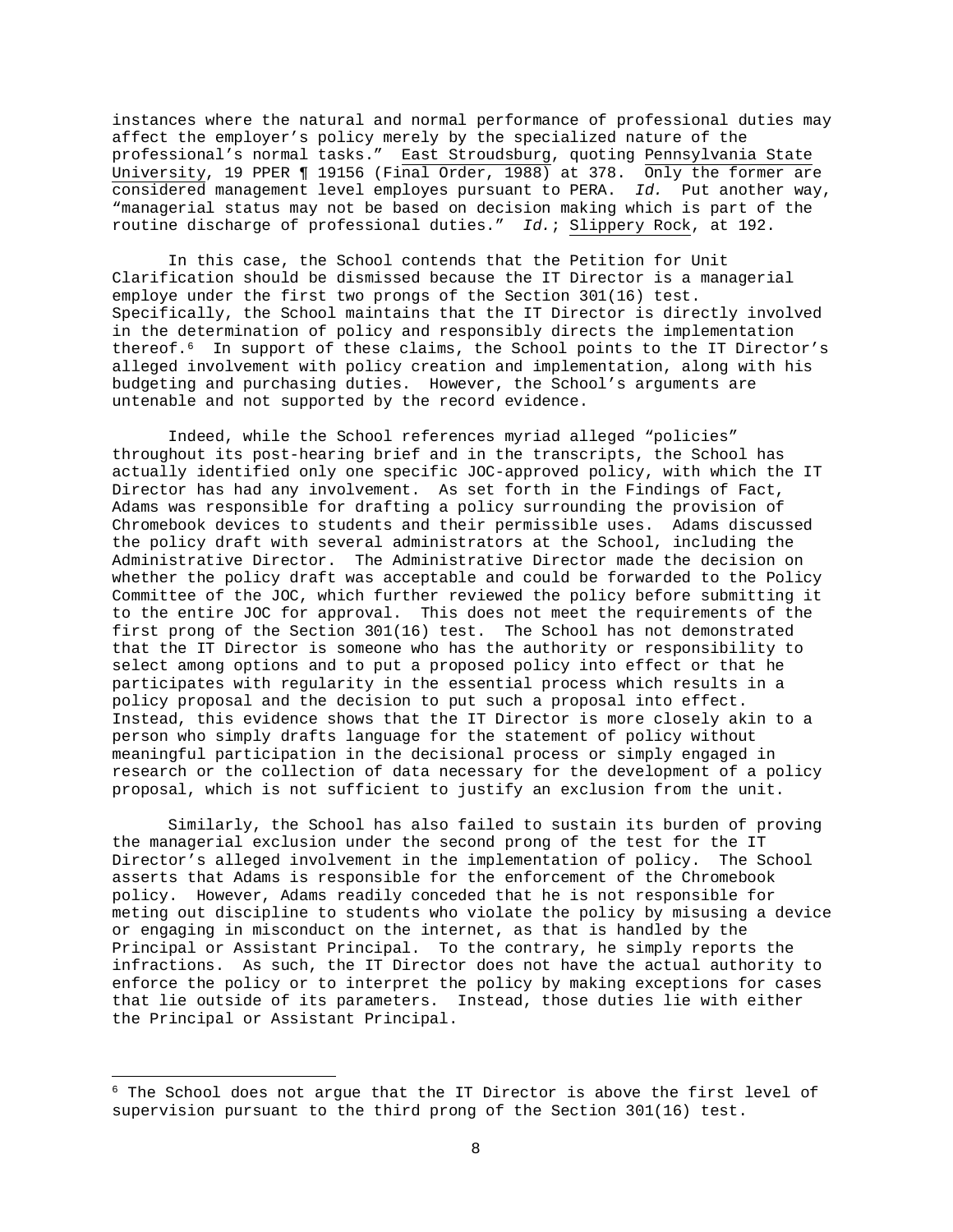instances where the natural and normal performance of professional duties may affect the employer's policy merely by the specialized nature of the professional's normal tasks." East Stroudsburg, quoting Pennsylvania State University, 19 PPER ¶ 19156 (Final Order, 1988) at 378. Only the former are considered management level employes pursuant to PERA. *Id.* Put another way, "managerial status may not be based on decision making which is part of the routine discharge of professional duties." *Id.*; Slippery Rock, at 192.

In this case, the School contends that the Petition for Unit Clarification should be dismissed because the IT Director is a managerial employe under the first two prongs of the Section 301(16) test. Specifically, the School maintains that the IT Director is directly involved in the determination of policy and responsibly directs the implementation thereof.[6] In support of these claims, the School points to the IT Director's alleged involvement with policy creation and implementation, along with his budgeting and purchasing duties. However, the School's arguments are untenable and not supported by the record evidence.

Indeed, while the School references myriad alleged "policies" throughout its post-hearing brief and in the transcripts, the School has actually identified only one specific JOC-approved policy, with which the IT Director has had any involvement. As set forth in the Findings of Fact, Adams was responsible for drafting a policy surrounding the provision of Chromebook devices to students and their permissible uses. Adams discussed the policy draft with several administrators at the School, including the Administrative Director. The Administrative Director made the decision on whether the policy draft was acceptable and could be forwarded to the Policy Committee of the JOC, which further reviewed the policy before submitting it to the entire JOC for approval. This does not meet the requirements of the first prong of the Section 301(16) test. The School has not demonstrated that the IT Director is someone who has the authority or responsibility to select among options and to put a proposed policy into effect or that he participates with regularity in the essential process which results in a policy proposal and the decision to put such a proposal into effect. Instead, this evidence shows that the IT Director is more closely akin to a person who simply drafts language for the statement of policy without meaningful participation in the decisional process or simply engaged in research or the collection of data necessary for the development of a policy proposal, which is not sufficient to justify an exclusion from the unit.

Similarly, the School has also failed to sustain its burden of proving the managerial exclusion under the second prong of the test for the IT Director's alleged involvement in the implementation of policy. The School asserts that Adams is responsible for the enforcement of the Chromebook policy. However, Adams readily conceded that he is not responsible for meting out discipline to students who violate the policy by misusing a device or engaging in misconduct on the internet, as that is handled by the Principal or Assistant Principal. To the contrary, he simply reports the infractions. As such, the IT Director does not have the actual authority to enforce the policy or to interpret the policy by making exceptions for cases that lie outside of its parameters. Instead, those duties lie with either the Principal or Assistant Principal.

---

[6] The School does not argue that the IT Director is above the first level of supervision pursuant to the third prong of the Section 301(16) test.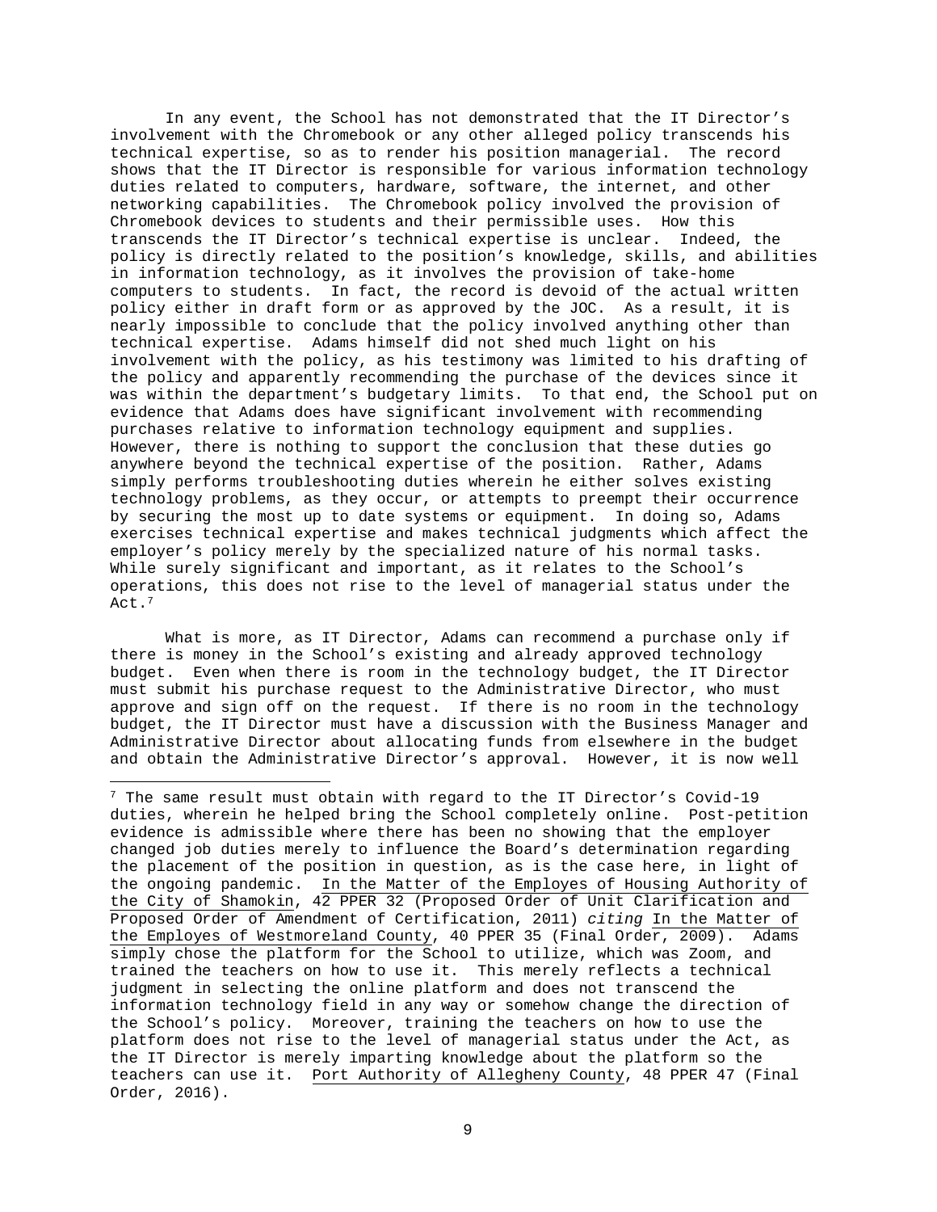In any event, the School has not demonstrated that the IT Director's involvement with the Chromebook or any other alleged policy transcends his technical expertise, so as to render his position managerial. The record shows that the IT Director is responsible for various information technology duties related to computers, hardware, software, the internet, and other networking capabilities. The Chromebook policy involved the provision of Chromebook devices to students and their permissible uses. How this transcends the IT Director's technical expertise is unclear. Indeed, the policy is directly related to the position's knowledge, skills, and abilities in information technology, as it involves the provision of take-home computers to students. In fact, the record is devoid of the actual written policy either in draft form or as approved by the JOC. As a result, it is nearly impossible to conclude that the policy involved anything other than technical expertise. Adams himself did not shed much light on his involvement with the policy, as his testimony was limited to his drafting of the policy and apparently recommending the purchase of the devices since it was within the department's budgetary limits. To that end, the School put on evidence that Adams does have significant involvement with recommending purchases relative to information technology equipment and supplies. However, there is nothing to support the conclusion that these duties go anywhere beyond the technical expertise of the position. Rather, Adams simply performs troubleshooting duties wherein he either solves existing technology problems, as they occur, or attempts to preempt their occurrence by securing the most up to date systems or equipment. In doing so, Adams exercises technical expertise and makes technical judgments which affect the employer's policy merely by the specialized nature of his normal tasks. While surely significant and important, as it relates to the School's operations, this does not rise to the level of managerial status under the Act.[7]

What is more, as IT Director, Adams can recommend a purchase only if there is money in the School's existing and already approved technology budget. Even when there is room in the technology budget, the IT Director must submit his purchase request to the Administrative Director, who must approve and sign off on the request. If there is no room in the technology budget, the IT Director must have a discussion with the Business Manager and Administrative Director about allocating funds from elsewhere in the budget and obtain the Administrative Director's approval. However, it is now well

---

[7] The same result must obtain with regard to the IT Director's Covid-19 duties, wherein he helped bring the School completely online. Post-petition evidence is admissible where there has been no showing that the employer changed job duties merely to influence the Board's determination regarding the placement of the position in question, as is the case here, in light of the ongoing pandemic. In the Matter of the Employes of Housing Authority of the City of Shamokin, 42 PPER 32 (Proposed Order of Unit Clarification and Proposed Order of Amendment of Certification, 2011) *citing* In the Matter of the Employes of Westmoreland County, 40 PPER 35 (Final Order, 2009). Adams simply chose the platform for the School to utilize, which was Zoom, and trained the teachers on how to use it. This merely reflects a technical judgment in selecting the online platform and does not transcend the information technology field in any way or somehow change the direction of the School's policy. Moreover, training the teachers on how to use the platform does not rise to the level of managerial status under the Act, as the IT Director is merely imparting knowledge about the platform so the teachers can use it. Port Authority of Allegheny County, 48 PPER 47 (Final Order, 2016).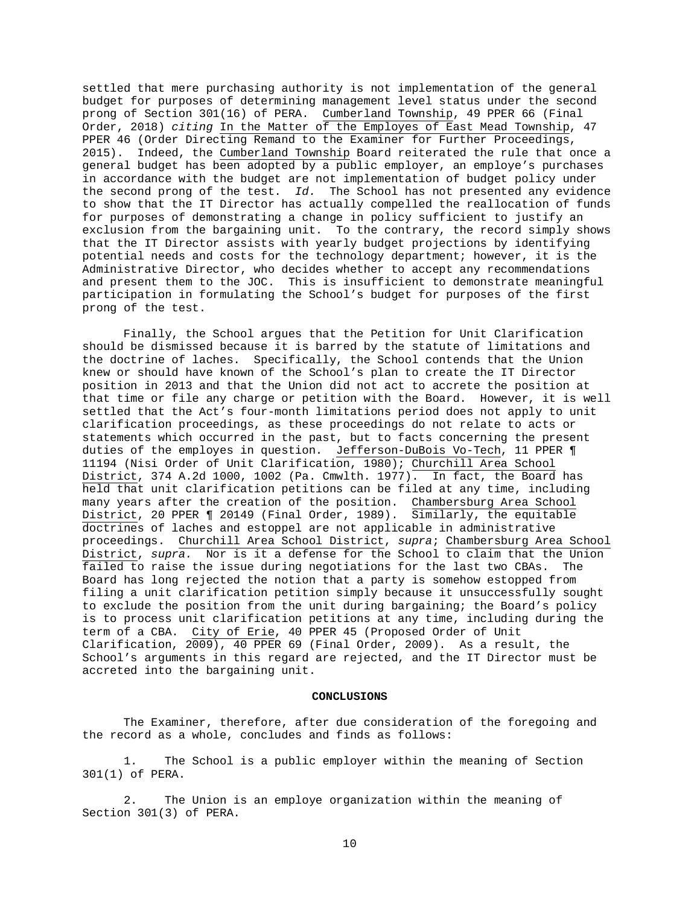settled that mere purchasing authority is not implementation of the general budget for purposes of determining management level status under the second prong of Section 301(16) of PERA. Cumberland Township, 49 PPER 66 (Final Order, 2018) *citing* In the Matter of the Employes of East Mead Township, 47 PPER 46 (Order Directing Remand to the Examiner for Further Proceedings, 2015). Indeed, the Cumberland Township Board reiterated the rule that once a general budget has been adopted by a public employer, an employe's purchases in accordance with the budget are not implementation of budget policy under the second prong of the test. *Id.* The School has not presented any evidence to show that the IT Director has actually compelled the reallocation of funds for purposes of demonstrating a change in policy sufficient to justify an exclusion from the bargaining unit. To the contrary, the record simply shows that the IT Director assists with yearly budget projections by identifying potential needs and costs for the technology department; however, it is the Administrative Director, who decides whether to accept any recommendations and present them to the JOC. This is insufficient to demonstrate meaningful participation in formulating the School's budget for purposes of the first prong of the test.

Finally, the School argues that the Petition for Unit Clarification should be dismissed because it is barred by the statute of limitations and the doctrine of laches. Specifically, the School contends that the Union knew or should have known of the School's plan to create the IT Director position in 2013 and that the Union did not act to accrete the position at that time or file any charge or petition with the Board. However, it is well settled that the Act's four-month limitations period does not apply to unit clarification proceedings, as these proceedings do not relate to acts or statements which occurred in the past, but to facts concerning the present duties of the employes in question. Jefferson-DuBois Vo-Tech, 11 PPER ¶ 11194 (Nisi Order of Unit Clarification, 1980); Churchill Area School District, 374 A.2d 1000, 1002 (Pa. Cmwlth. 1977). In fact, the Board has held that unit clarification petitions can be filed at any time, including many years after the creation of the position. Chambersburg Area School District, 20 PPER ¶ 20149 (Final Order, 1989). Similarly, the equitable doctrines of laches and estoppel are not applicable in administrative proceedings. Churchill Area School District, *supra*; Chambersburg Area School District, *supra.* Nor is it a defense for the School to claim that the Union failed to raise the issue during negotiations for the last two CBAs. The Board has long rejected the notion that a party is somehow estopped from filing a unit clarification petition simply because it unsuccessfully sought to exclude the position from the unit during bargaining; the Board's policy is to process unit clarification petitions at any time, including during the term of a CBA. City of Erie, 40 PPER 45 (Proposed Order of Unit Clarification, 2009), 40 PPER 69 (Final Order, 2009). As a result, the School's arguments in this regard are rejected, and the IT Director must be accreted into the bargaining unit.

**CONCLUSIONS**

The Examiner, therefore, after due consideration of the foregoing and the record as a whole, concludes and finds as follows:

1. The School is a public employer within the meaning of Section 301(1) of PERA.

2. The Union is an employe organization within the meaning of Section 301(3) of PERA.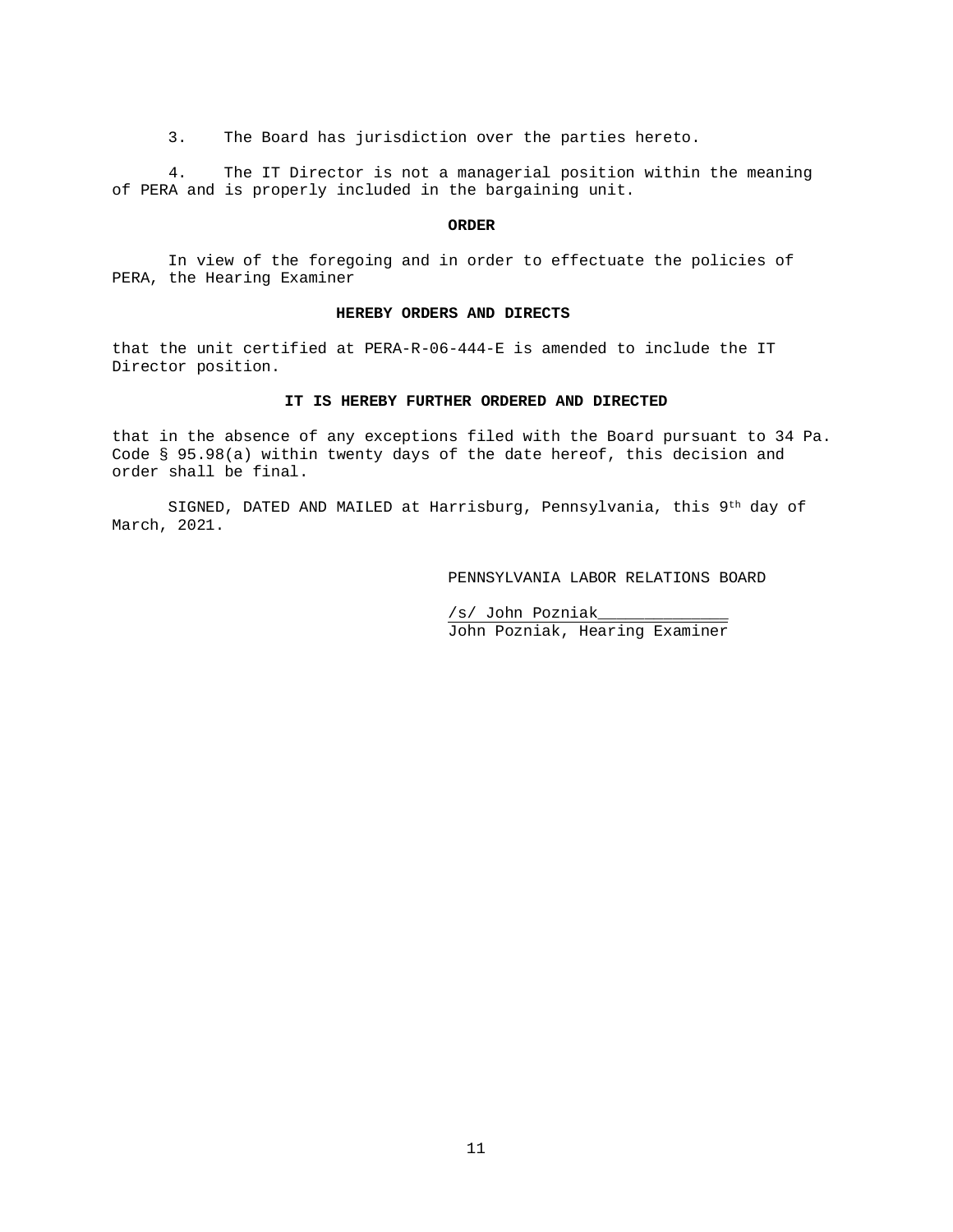3. The Board has jurisdiction over the parties hereto.

4. The IT Director is not a managerial position within the meaning of PERA and is properly included in the bargaining unit.

**ORDER**

In view of the foregoing and in order to effectuate the policies of PERA, the Hearing Examiner

**HEREBY ORDERS AND DIRECTS**

that the unit certified at PERA-R-06-444-E is amended to include the IT Director position.

**IT IS HEREBY FURTHER ORDERED AND DIRECTED**

that in the absence of any exceptions filed with the Board pursuant to 34 Pa. Code § 95.98(a) within twenty days of the date hereof, this decision and order shall be final.

SIGNED, DATED AND MAILED at Harrisburg, Pennsylvania, this 9th day of March, 2021.

PENNSYLVANIA LABOR RELATIONS BOARD

/s/ John Pozniak

John Pozniak, Hearing Examiner